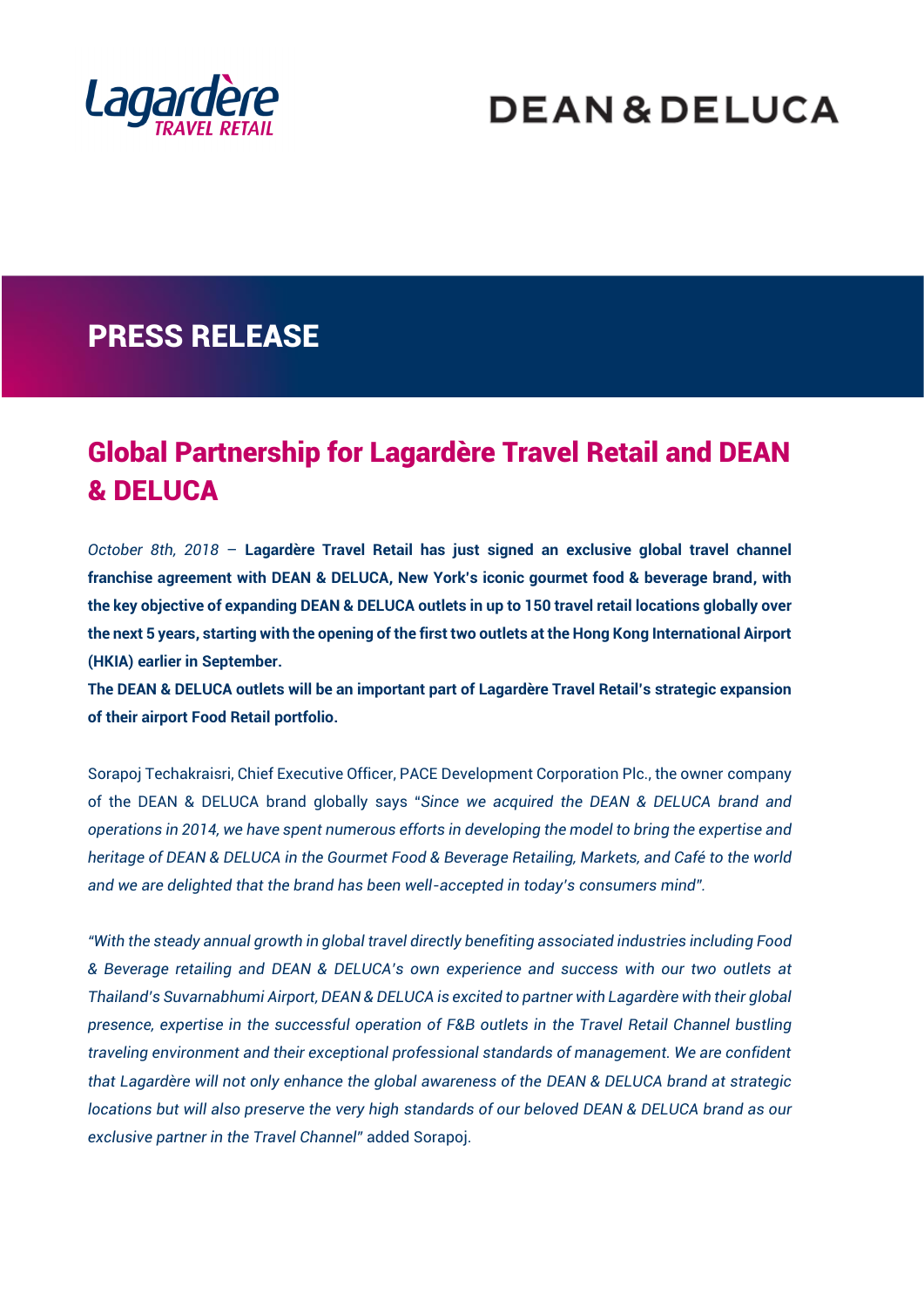Lagardère TRAVEL RETAIL

DEAN & DELUCA

# PRESS RELEASE

## Global Partnership for Lagardère Travel Retail and DEAN & DELUCA

*October 8th, 2018* – **Lagardère Travel Retail has just signed an exclusive global travel channel franchise agreement with DEAN & DELUCA, New York's iconic gourmet food & beverage brand, with the key objective of expanding DEAN & DELUCA outlets in up to 150 travel retail locations globally over the next 5 years, starting with the opening of the first two outlets at the Hong Kong International Airport (HKIA) earlier in September.**
**The DEAN & DELUCA outlets will be an important part of Lagardère Travel Retail's strategic expansion of their airport Food Retail portfolio.**

Sorapoj Techakraisri, Chief Executive Officer, PACE Development Corporation Plc., the owner company of the DEAN & DELUCA brand globally says "*Since we acquired the DEAN & DELUCA brand and operations in 2014, we have spent numerous efforts in developing the model to bring the expertise and heritage of DEAN & DELUCA in the Gourmet Food & Beverage Retailing, Markets, and Café to the world and we are delighted that the brand has been well-accepted in today's consumers mind*".

*"With the steady annual growth in global travel directly benefiting associated industries including Food & Beverage retailing and DEAN & DELUCA's own experience and success with our two outlets at Thailand's Suvarnabhumi Airport, DEAN & DELUCA is excited to partner with Lagardère with their global presence, expertise in the successful operation of F&B outlets in the Travel Retail Channel bustling traveling environment and their exceptional professional standards of management. We are confident that Lagardère will not only enhance the global awareness of the DEAN & DELUCA brand at strategic locations but will also preserve the very high standards of our beloved DEAN & DELUCA brand as our exclusive partner in the Travel Channel*" added Sorapoj.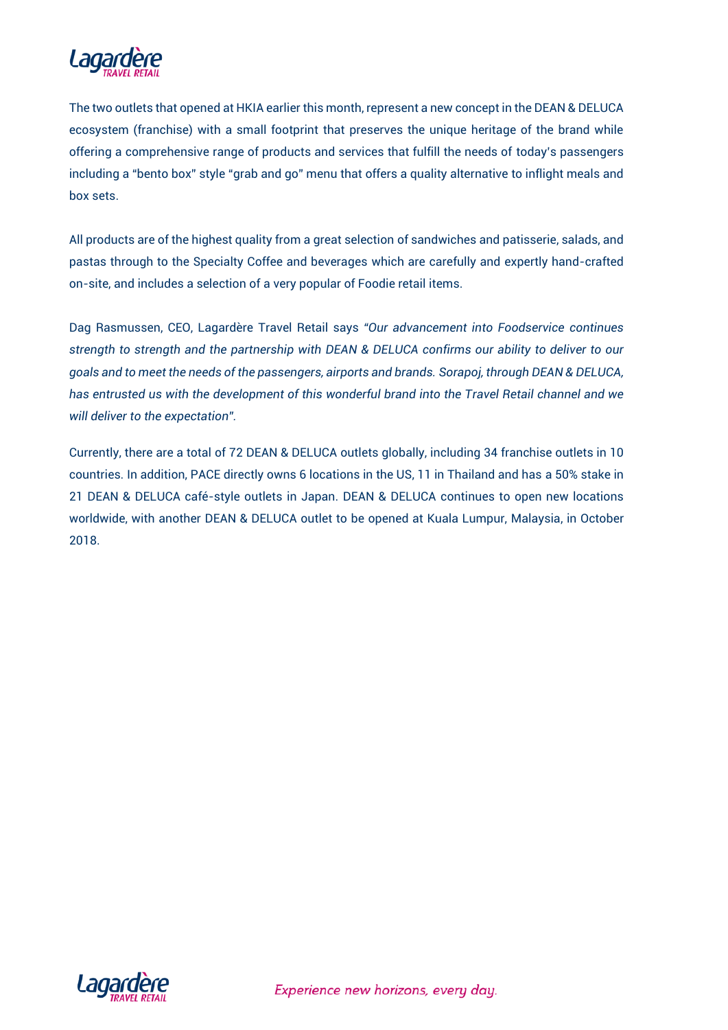The two outlets that opened at HKIA earlier this month, represent a new concept in the DEAN & DELUCA ecosystem (franchise) with a small footprint that preserves the unique heritage of the brand while offering a comprehensive range of products and services that fulfill the needs of today's passengers including a "bento box" style "grab and go" menu that offers a quality alternative to inflight meals and box sets.

All products are of the highest quality from a great selection of sandwiches and patisserie, salads, and pastas through to the Specialty Coffee and beverages which are carefully and expertly hand-crafted on-site, and includes a selection of a very popular of Foodie retail items.

Dag Rasmussen, CEO, Lagardère Travel Retail says *"Our advancement into Foodservice continues strength to strength and the partnership with DEAN & DELUCA confirms our ability to deliver to our goals and to meet the needs of the passengers, airports and brands. Sorapoj, through DEAN & DELUCA, has entrusted us with the development of this wonderful brand into the Travel Retail channel and we will deliver to the expectation"*.

Currently, there are a total of 72 DEAN & DELUCA outlets globally, including 34 franchise outlets in 10 countries. In addition, PACE directly owns 6 locations in the US, 11 in Thailand and has a 50% stake in 21 DEAN & DELUCA café-style outlets in Japan. DEAN & DELUCA continues to open new locations worldwide, with another DEAN & DELUCA outlet to be opened at Kuala Lumpur, Malaysia, in October 2018.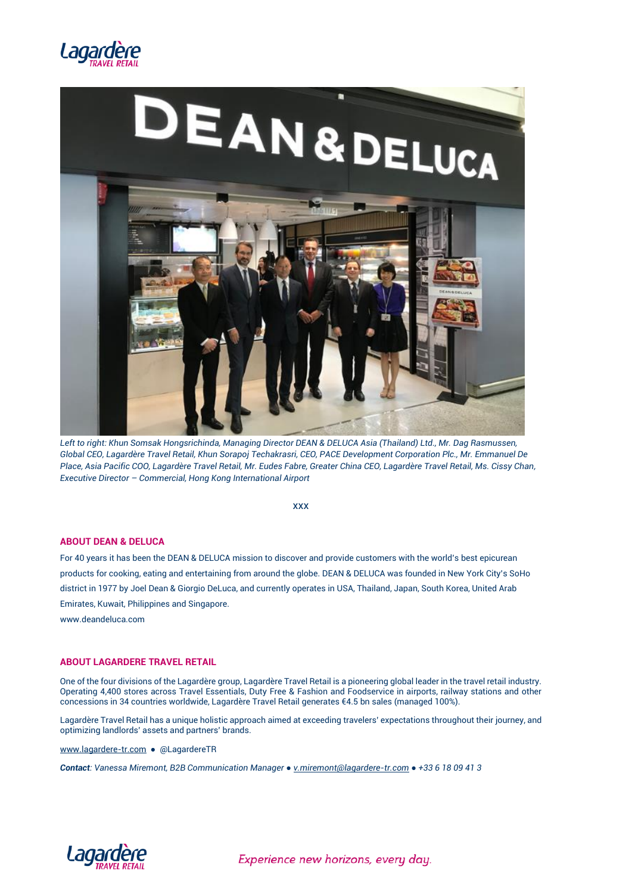*Left to right: Khun Somsak Hongsrichinda, Managing Director DEAN & DELUCA Asia (Thailand) Ltd., Mr. Dag Rasmussen, Global CEO, Lagardère Travel Retail, Khun Sorapoj Techakrasri, CEO, PACE Development Corporation Plc., Mr. Emmanuel De Place, Asia Pacific COO, Lagardère Travel Retail, Mr. Eudes Fabre, Greater China CEO, Lagardère Travel Retail, Ms. Cissy Chan, Executive Director – Commercial, Hong Kong International Airport*

XXX

## ABOUT DEAN & DELUCA

For 40 years it has been the DEAN & DELUCA mission to discover and provide customers with the world's best epicurean products for cooking, eating and entertaining from around the globe. DEAN & DELUCA was founded in New York City's SoHo district in 1977 by Joel Dean & Giorgio DeLuca, and currently operates in USA, Thailand, Japan, South Korea, United Arab Emirates, Kuwait, Philippines and Singapore.

www.deandeluca.com

## ABOUT LAGARDERE TRAVEL RETAIL

One of the four divisions of the Lagardère group, Lagardère Travel Retail is a pioneering global leader in the travel retail industry. Operating 4,400 stores across Travel Essentials, Duty Free & Fashion and Foodservice in airports, railway stations and other concessions in 34 countries worldwide, Lagardère Travel Retail generates €4.5 bn sales (managed 100%).

Lagardère Travel Retail has a unique holistic approach aimed at exceeding travelers' expectations throughout their journey, and optimizing landlords' assets and partners' brands.

www.lagardere-tr.com ● @LagardereTR

***Contact****: Vanessa Miremont, B2B Communication Manager ● v.miremont@lagardere-tr.com ● +33 6 18 09 41 3*